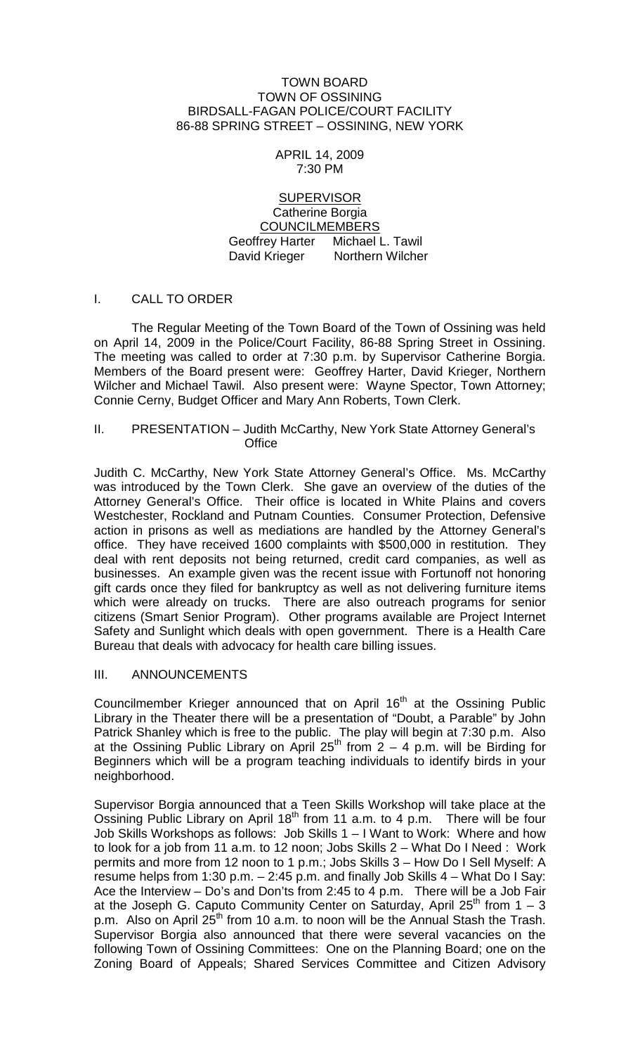TOWN BOARD
TOWN OF OSSINING
BIRDSALL-FAGAN POLICE/COURT FACILITY
86-88 SPRING STREET – OSSINING, NEW YORK

APRIL 14, 2009
7:30 PM

SUPERVISOR
Catherine Borgia
COUNCILMEMBERS
Geoffrey Harter Michael L. Tawil
David Krieger Northern Wilcher

## I. CALL TO ORDER

The Regular Meeting of the Town Board of the Town of Ossining was held on April 14, 2009 in the Police/Court Facility, 86-88 Spring Street in Ossining. The meeting was called to order at 7:30 p.m. by Supervisor Catherine Borgia. Members of the Board present were: Geoffrey Harter, David Krieger, Northern Wilcher and Michael Tawil. Also present were: Wayne Spector, Town Attorney; Connie Cerny, Budget Officer and Mary Ann Roberts, Town Clerk.

## II. PRESENTATION – Judith McCarthy, New York State Attorney General's Office

Judith C. McCarthy, New York State Attorney General's Office. Ms. McCarthy was introduced by the Town Clerk. She gave an overview of the duties of the Attorney General's Office. Their office is located in White Plains and covers Westchester, Rockland and Putnam Counties. Consumer Protection, Defensive action in prisons as well as mediations are handled by the Attorney General's office. They have received 1600 complaints with \$500,000 in restitution. They deal with rent deposits not being returned, credit card companies, as well as businesses. An example given was the recent issue with Fortunoff not honoring gift cards once they filed for bankruptcy as well as not delivering furniture items which were already on trucks. There are also outreach programs for senior citizens (Smart Senior Program). Other programs available are Project Internet Safety and Sunlight which deals with open government. There is a Health Care Bureau that deals with advocacy for health care billing issues.

## III. ANNOUNCEMENTS

Councilmember Krieger announced that on April 16th at the Ossining Public Library in the Theater there will be a presentation of "Doubt, a Parable" by John Patrick Shanley which is free to the public. The play will begin at 7:30 p.m. Also at the Ossining Public Library on April 25th from 2 – 4 p.m. will be Birding for Beginners which will be a program teaching individuals to identify birds in your neighborhood.

Supervisor Borgia announced that a Teen Skills Workshop will take place at the Ossining Public Library on April 18th from 11 a.m. to 4 p.m. There will be four Job Skills Workshops as follows: Job Skills 1 – I Want to Work: Where and how to look for a job from 11 a.m. to 12 noon; Jobs Skills 2 – What Do I Need : Work permits and more from 12 noon to 1 p.m.; Jobs Skills 3 – How Do I Sell Myself: A resume helps from 1:30 p.m. – 2:45 p.m. and finally Job Skills 4 – What Do I Say: Ace the Interview – Do's and Don'ts from 2:45 to 4 p.m. There will be a Job Fair at the Joseph G. Caputo Community Center on Saturday, April 25th from 1 – 3 p.m. Also on April 25th from 10 a.m. to noon will be the Annual Stash the Trash. Supervisor Borgia also announced that there were several vacancies on the following Town of Ossining Committees: One on the Planning Board; one on the Zoning Board of Appeals; Shared Services Committee and Citizen Advisory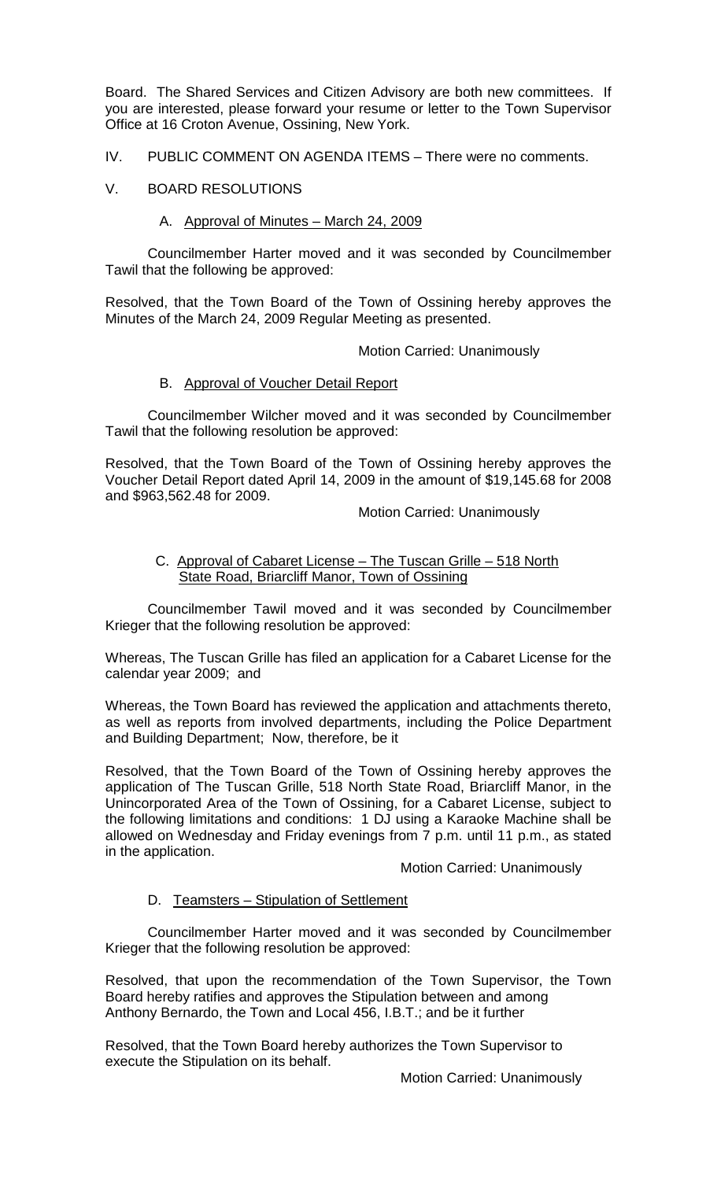Board. The Shared Services and Citizen Advisory are both new committees. If you are interested, please forward your resume or letter to the Town Supervisor Office at 16 Croton Avenue, Ossining, New York.

IV. PUBLIC COMMENT ON AGENDA ITEMS – There were no comments.

V. BOARD RESOLUTIONS

A. Approval of Minutes – March 24, 2009

Councilmember Harter moved and it was seconded by Councilmember Tawil that the following be approved:

Resolved, that the Town Board of the Town of Ossining hereby approves the Minutes of the March 24, 2009 Regular Meeting as presented.

Motion Carried: Unanimously

B. Approval of Voucher Detail Report

Councilmember Wilcher moved and it was seconded by Councilmember Tawil that the following resolution be approved:

Resolved, that the Town Board of the Town of Ossining hereby approves the Voucher Detail Report dated April 14, 2009 in the amount of $19,145.68 for 2008 and $963,562.48 for 2009.

Motion Carried: Unanimously

C. Approval of Cabaret License – The Tuscan Grille – 518 North State Road, Briarcliff Manor, Town of Ossining

Councilmember Tawil moved and it was seconded by Councilmember Krieger that the following resolution be approved:

Whereas, The Tuscan Grille has filed an application for a Cabaret License for the calendar year 2009; and

Whereas, the Town Board has reviewed the application and attachments thereto, as well as reports from involved departments, including the Police Department and Building Department; Now, therefore, be it

Resolved, that the Town Board of the Town of Ossining hereby approves the application of The Tuscan Grille, 518 North State Road, Briarcliff Manor, in the Unincorporated Area of the Town of Ossining, for a Cabaret License, subject to the following limitations and conditions: 1 DJ using a Karaoke Machine shall be allowed on Wednesday and Friday evenings from 7 p.m. until 11 p.m., as stated in the application.

Motion Carried: Unanimously

D. Teamsters – Stipulation of Settlement

Councilmember Harter moved and it was seconded by Councilmember Krieger that the following resolution be approved:

Resolved, that upon the recommendation of the Town Supervisor, the Town Board hereby ratifies and approves the Stipulation between and among Anthony Bernardo, the Town and Local 456, I.B.T.; and be it further

Resolved, that the Town Board hereby authorizes the Town Supervisor to execute the Stipulation on its behalf.

Motion Carried: Unanimously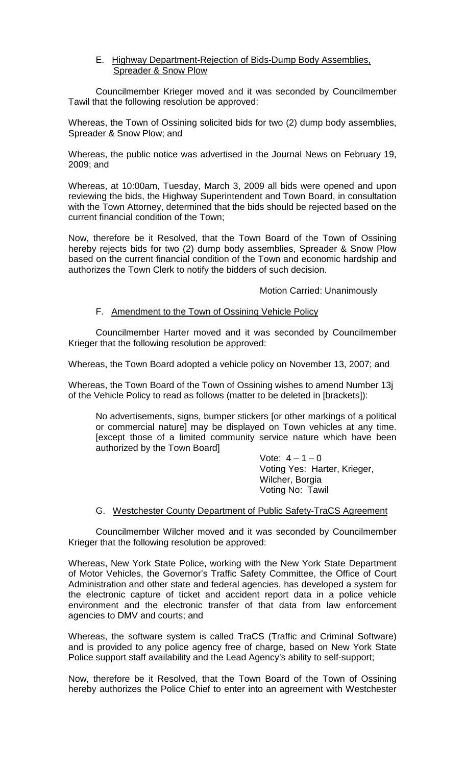E. Highway Department-Rejection of Bids-Dump Body Assemblies, Spreader & Snow Plow

Councilmember Krieger moved and it was seconded by Councilmember Tawil that the following resolution be approved:

Whereas, the Town of Ossining solicited bids for two (2) dump body assemblies, Spreader & Snow Plow; and

Whereas, the public notice was advertised in the Journal News on February 19, 2009; and

Whereas, at 10:00am, Tuesday, March 3, 2009 all bids were opened and upon reviewing the bids, the Highway Superintendent and Town Board, in consultation with the Town Attorney, determined that the bids should be rejected based on the current financial condition of the Town;

Now, therefore be it Resolved, that the Town Board of the Town of Ossining hereby rejects bids for two (2) dump body assemblies, Spreader & Snow Plow based on the current financial condition of the Town and economic hardship and authorizes the Town Clerk to notify the bidders of such decision.

Motion Carried: Unanimously

F. Amendment to the Town of Ossining Vehicle Policy

Councilmember Harter moved and it was seconded by Councilmember Krieger that the following resolution be approved:

Whereas, the Town Board adopted a vehicle policy on November 13, 2007; and

Whereas, the Town Board of the Town of Ossining wishes to amend Number 13j of the Vehicle Policy to read as follows (matter to be deleted in [brackets]):

> No advertisements, signs, bumper stickers [or other markings of a political or commercial nature] may be displayed on Town vehicles at any time. [except those of a limited community service nature which have been authorized by the Town Board]

Vote: 4 – 1 – 0
Voting Yes: Harter, Krieger, Wilcher, Borgia
Voting No: Tawil

G. Westchester County Department of Public Safety-TraCS Agreement

Councilmember Wilcher moved and it was seconded by Councilmember Krieger that the following resolution be approved:

Whereas, New York State Police, working with the New York State Department of Motor Vehicles, the Governor's Traffic Safety Committee, the Office of Court Administration and other state and federal agencies, has developed a system for the electronic capture of ticket and accident report data in a police vehicle environment and the electronic transfer of that data from law enforcement agencies to DMV and courts; and

Whereas, the software system is called TraCS (Traffic and Criminal Software) and is provided to any police agency free of charge, based on New York State Police support staff availability and the Lead Agency's ability to self-support;

Now, therefore be it Resolved, that the Town Board of the Town of Ossining hereby authorizes the Police Chief to enter into an agreement with Westchester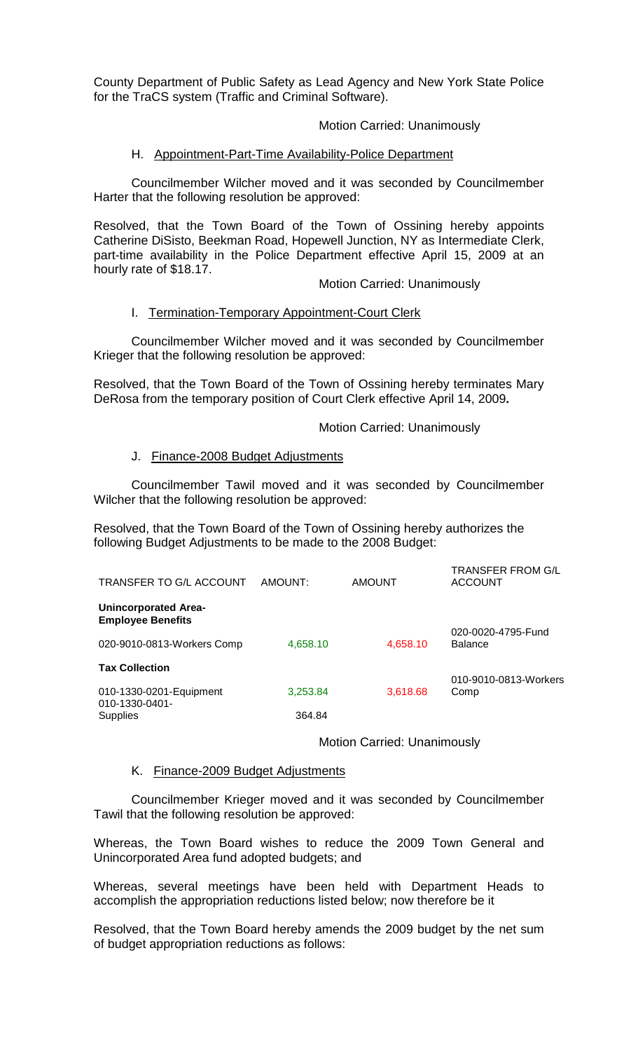County Department of Public Safety as Lead Agency and New York State Police for the TraCS system (Traffic and Criminal Software).

Motion Carried: Unanimously

H. Appointment-Part-Time Availability-Police Department

Councilmember Wilcher moved and it was seconded by Councilmember Harter that the following resolution be approved:

Resolved, that the Town Board of the Town of Ossining hereby appoints Catherine DiSisto, Beekman Road, Hopewell Junction, NY as Intermediate Clerk, part-time availability in the Police Department effective April 15, 2009 at an hourly rate of $18.17.

Motion Carried: Unanimously

I. Termination-Temporary Appointment-Court Clerk

Councilmember Wilcher moved and it was seconded by Councilmember Krieger that the following resolution be approved:

Resolved, that the Town Board of the Town of Ossining hereby terminates Mary DeRosa from the temporary position of Court Clerk effective April 14, 2009**.**

Motion Carried: Unanimously

J. Finance-2008 Budget Adjustments

Councilmember Tawil moved and it was seconded by Councilmember Wilcher that the following resolution be approved:

Resolved, that the Town Board of the Town of Ossining hereby authorizes the following Budget Adjustments to be made to the 2008 Budget:

| TRANSFER TO G/L ACCOUNT | AMOUNT: | AMOUNT | TRANSFER FROM G/L ACCOUNT |
|---|---|---|---|
| **Unincorporated Area-Employee Benefits** | | | |
| 020-9010-0813-Workers Comp | 4,658.10 | 4,658.10 | 020-0020-4795-Fund Balance |
| **Tax Collection** | | | |
| 010-1330-0201-Equipment | 3,253.84 | 3,618.68 | 010-9010-0813-Workers Comp |
| 010-1330-0401-Supplies | 364.84 | | |

Motion Carried: Unanimously

K. Finance-2009 Budget Adjustments

Councilmember Krieger moved and it was seconded by Councilmember Tawil that the following resolution be approved:

Whereas, the Town Board wishes to reduce the 2009 Town General and Unincorporated Area fund adopted budgets; and

Whereas, several meetings have been held with Department Heads to accomplish the appropriation reductions listed below; now therefore be it

Resolved, that the Town Board hereby amends the 2009 budget by the net sum of budget appropriation reductions as follows: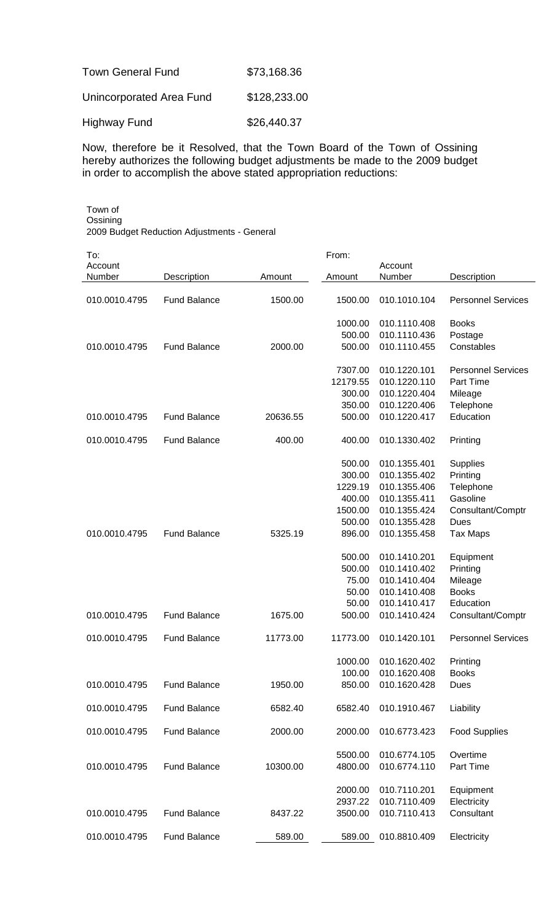| | |
|---|---|
| Town General Fund | $73,168.36 |
| Unincorporated Area Fund | $128,233.00 |
| Highway Fund | $26,440.37 |

Now, therefore be it Resolved, that the Town Board of the Town of Ossining hereby authorizes the following budget adjustments be made to the 2009 budget in order to accomplish the above stated appropriation reductions:

Town of Ossining
2009 Budget Reduction Adjustments - General

| To: Account Number | Description | Amount | From: Amount | Account Number | Description |
|---|---|---|---|---|---|
| 010.0010.4795 | Fund Balance | 1500.00 | 1500.00 | 010.1010.104 | Personnel Services |
| | | | 1000.00 | 010.1110.408 | Books |
| | | | 500.00 | 010.1110.436 | Postage |
| 010.0010.4795 | Fund Balance | 2000.00 | 500.00 | 010.1110.455 | Constables |
| | | | 7307.00 | 010.1220.101 | Personnel Services |
| | | | 12179.55 | 010.1220.110 | Part Time |
| | | | 300.00 | 010.1220.404 | Mileage |
| | | | 350.00 | 010.1220.406 | Telephone |
| 010.0010.4795 | Fund Balance | 20636.55 | 500.00 | 010.1220.417 | Education |
| 010.0010.4795 | Fund Balance | 400.00 | 400.00 | 010.1330.402 | Printing |
| | | | 500.00 | 010.1355.401 | Supplies |
| | | | 300.00 | 010.1355.402 | Printing |
| | | | 1229.19 | 010.1355.406 | Telephone |
| | | | 400.00 | 010.1355.411 | Gasoline |
| | | | 1500.00 | 010.1355.424 | Consultant/Comptr |
| | | | 500.00 | 010.1355.428 | Dues |
| 010.0010.4795 | Fund Balance | 5325.19 | 896.00 | 010.1355.458 | Tax Maps |
| | | | 500.00 | 010.1410.201 | Equipment |
| | | | 500.00 | 010.1410.402 | Printing |
| | | | 75.00 | 010.1410.404 | Mileage |
| | | | 50.00 | 010.1410.408 | Books |
| | | | 50.00 | 010.1410.417 | Education |
| 010.0010.4795 | Fund Balance | 1675.00 | 500.00 | 010.1410.424 | Consultant/Comptr |
| 010.0010.4795 | Fund Balance | 11773.00 | 11773.00 | 010.1420.101 | Personnel Services |
| | | | 1000.00 | 010.1620.402 | Printing |
| | | | 100.00 | 010.1620.408 | Books |
| 010.0010.4795 | Fund Balance | 1950.00 | 850.00 | 010.1620.428 | Dues |
| 010.0010.4795 | Fund Balance | 6582.40 | 6582.40 | 010.1910.467 | Liability |
| 010.0010.4795 | Fund Balance | 2000.00 | 2000.00 | 010.6773.423 | Food Supplies |
| | | | 5500.00 | 010.6774.105 | Overtime |
| 010.0010.4795 | Fund Balance | 10300.00 | 4800.00 | 010.6774.110 | Part Time |
| | | | 2000.00 | 010.7110.201 | Equipment |
| | | | 2937.22 | 010.7110.409 | Electricity |
| 010.0010.4795 | Fund Balance | 8437.22 | 3500.00 | 010.7110.413 | Consultant |
| 010.0010.4795 | Fund Balance | 589.00 | 589.00 | 010.8810.409 | Electricity |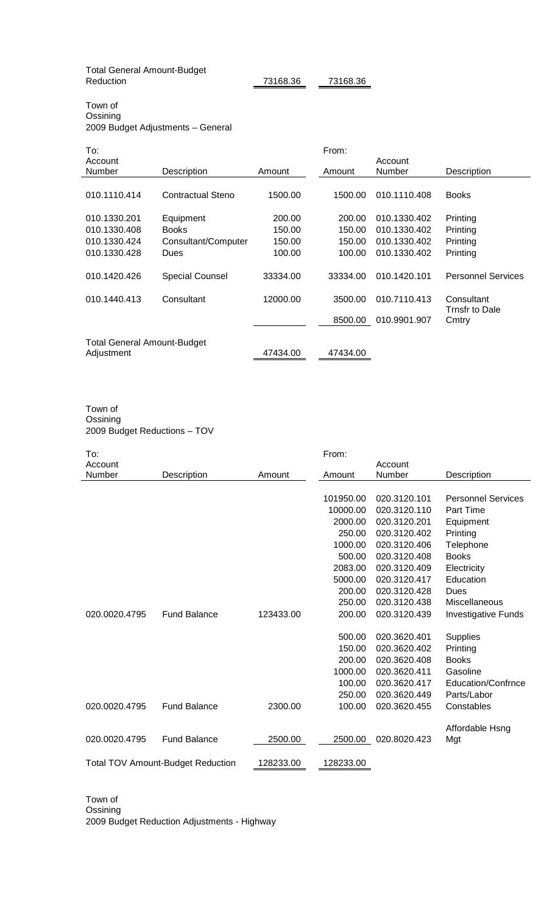| Total General Amount-Budget Reduction | | 73168.36 | 73168.36 | | |
|---|---|---|---|---|---|

Town of Ossining
2009 Budget Adjustments – General

| To: Account Number | Description | Amount | From: Amount | Account Number | Description |
|---|---|---|---|---|---|
| 010.1110.414 | Contractual Steno | 1500.00 | 1500.00 | 010.1110.408 | Books |
| 010.1330.201 | Equipment | 200.00 | 200.00 | 010.1330.402 | Printing |
| 010.1330.408 | Books | 150.00 | 150.00 | 010.1330.402 | Printing |
| 010.1330.424 | Consultant/Computer | 150.00 | 150.00 | 010.1330.402 | Printing |
| 010.1330.428 | Dues | 100.00 | 100.00 | 010.1330.402 | Printing |
| 010.1420.426 | Special Counsel | 33334.00 | 33334.00 | 010.1420.101 | Personnel Services |
| 010.1440.413 | Consultant | 12000.00 | 3500.00 | 010.7110.413 | Consultant |
| | | | 8500.00 | 010.9901.907 | Trnsfr to Dale Cmtry |
| Total General Amount-Budget Adjustment | | 47434.00 | 47434.00 | | |

Town of Ossining
2009 Budget Reductions – TOV

| To: Account Number | Description | Amount | From: Amount | Account Number | Description |
|---|---|---|---|---|---|
| | | | 101950.00 | 020.3120.101 | Personnel Services |
| | | | 10000.00 | 020.3120.110 | Part Time |
| | | | 2000.00 | 020.3120.201 | Equipment |
| | | | 250.00 | 020.3120.402 | Printing |
| | | | 1000.00 | 020.3120.406 | Telephone |
| | | | 500.00 | 020.3120.408 | Books |
| | | | 2083.00 | 020.3120.409 | Electricity |
| | | | 5000.00 | 020.3120.417 | Education |
| | | | 200.00 | 020.3120.428 | Dues |
| | | | 250.00 | 020.3120.438 | Miscellaneous |
| 020.0020.4795 | Fund Balance | 123433.00 | 200.00 | 020.3120.439 | Investigative Funds |
| | | | 500.00 | 020.3620.401 | Supplies |
| | | | 150.00 | 020.3620.402 | Printing |
| | | | 200.00 | 020.3620.408 | Books |
| | | | 1000.00 | 020.3620.411 | Gasoline |
| | | | 100.00 | 020.3620.417 | Education/Confrnce |
| | | | 250.00 | 020.3620.449 | Parts/Labor |
| 020.0020.4795 | Fund Balance | 2300.00 | 100.00 | 020.3620.455 | Constables |
| 020.0020.4795 | Fund Balance | 2500.00 | 2500.00 | 020.8020.423 | Affordable Hsng Mgt |
| Total TOV Amount-Budget Reduction | | 128233.00 | 128233.00 | | |

Town of Ossining
2009 Budget Reduction Adjustments - Highway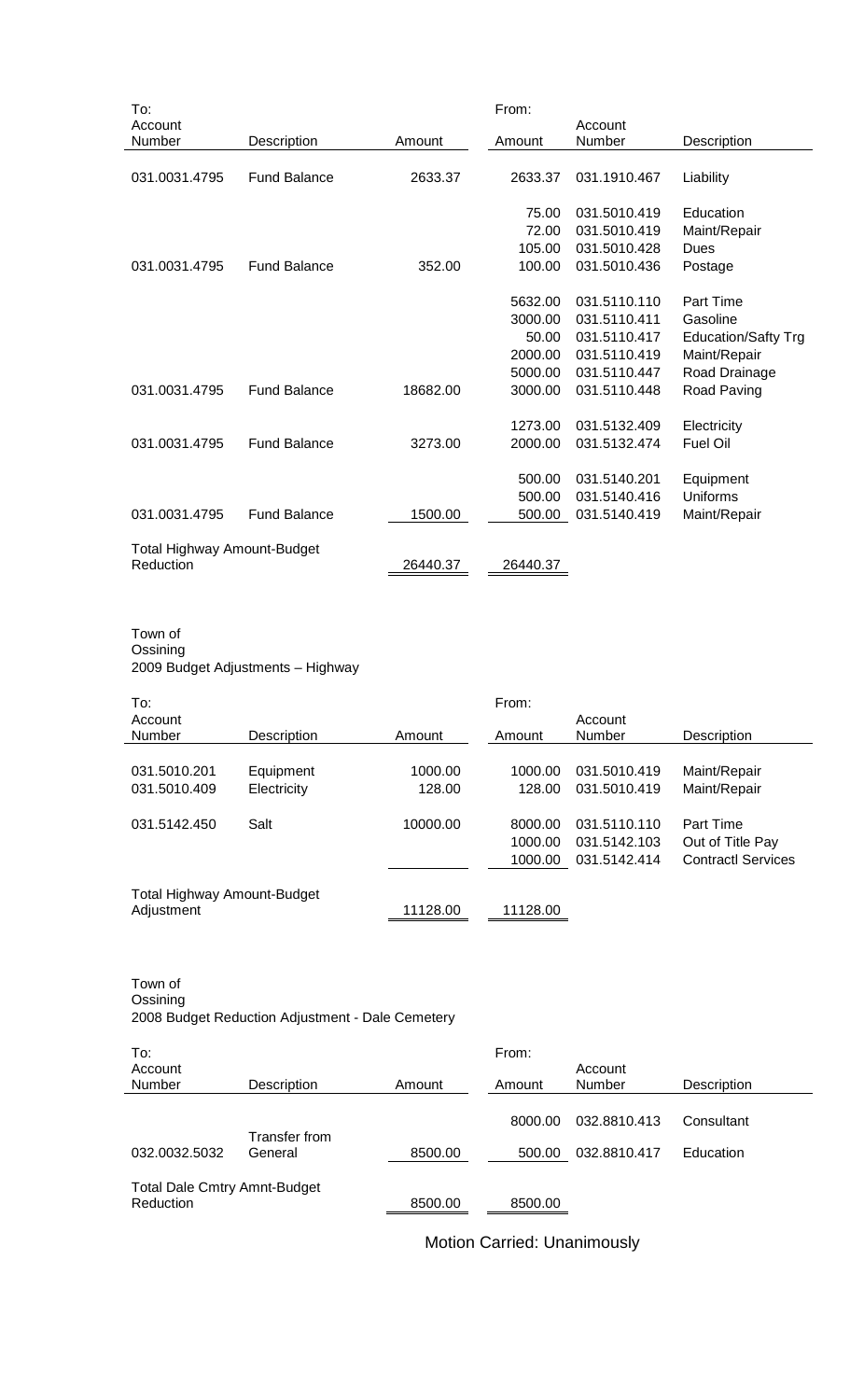| To: Account Number | Description | Amount | From: Amount | Account Number | Description |
|---|---|---|---|---|---|
| 031.0031.4795 | Fund Balance | 2633.37 | 2633.37 | 031.1910.467 | Liability |
| | | | 75.00 | 031.5010.419 | Education |
| | | | 72.00 | 031.5010.419 | Maint/Repair |
| | | | 105.00 | 031.5010.428 | Dues |
| 031.0031.4795 | Fund Balance | 352.00 | 100.00 | 031.5010.436 | Postage |
| | | | 5632.00 | 031.5110.110 | Part Time |
| | | | 3000.00 | 031.5110.411 | Gasoline |
| | | | 50.00 | 031.5110.417 | Education/Safty Trg |
| | | | 2000.00 | 031.5110.419 | Maint/Repair |
| | | | 5000.00 | 031.5110.447 | Road Drainage |
| 031.0031.4795 | Fund Balance | 18682.00 | 3000.00 | 031.5110.448 | Road Paving |
| | | | 1273.00 | 031.5132.409 | Electricity |
| 031.0031.4795 | Fund Balance | 3273.00 | 2000.00 | 031.5132.474 | Fuel Oil |
| | | | 500.00 | 031.5140.201 | Equipment |
| | | | 500.00 | 031.5140.416 | Uniforms |
| 031.0031.4795 | Fund Balance | 1500.00 | 500.00 | 031.5140.419 | Maint/Repair |
| Total Highway Amount-Budget Reduction | | 26440.37 | 26440.37 | | |

Town of
Ossining
2009 Budget Adjustments – Highway

| To: Account Number | Description | Amount | From: Amount | Account Number | Description |
|---|---|---|---|---|---|
| 031.5010.201 | Equipment | 1000.00 | 1000.00 | 031.5010.419 | Maint/Repair |
| 031.5010.409 | Electricity | 128.00 | 128.00 | 031.5010.419 | Maint/Repair |
| 031.5142.450 | Salt | 10000.00 | 8000.00 | 031.5110.110 | Part Time |
| | | | 1000.00 | 031.5142.103 | Out of Title Pay |
| | | | 1000.00 | 031.5142.414 | Contractl Services |
| Total Highway Amount-Budget Adjustment | | 11128.00 | 11128.00 | | |

Town of
Ossining
2008 Budget Reduction Adjustment - Dale Cemetery

| To: Account Number | Description | Amount | From: Amount | Account Number | Description |
|---|---|---|---|---|---|
| | | | 8000.00 | 032.8810.413 | Consultant |
| 032.0032.5032 | Transfer from General | 8500.00 | 500.00 | 032.8810.417 | Education |
| Total Dale Cmtry Amnt-Budget Reduction | | 8500.00 | 8500.00 | | |

Motion Carried: Unanimously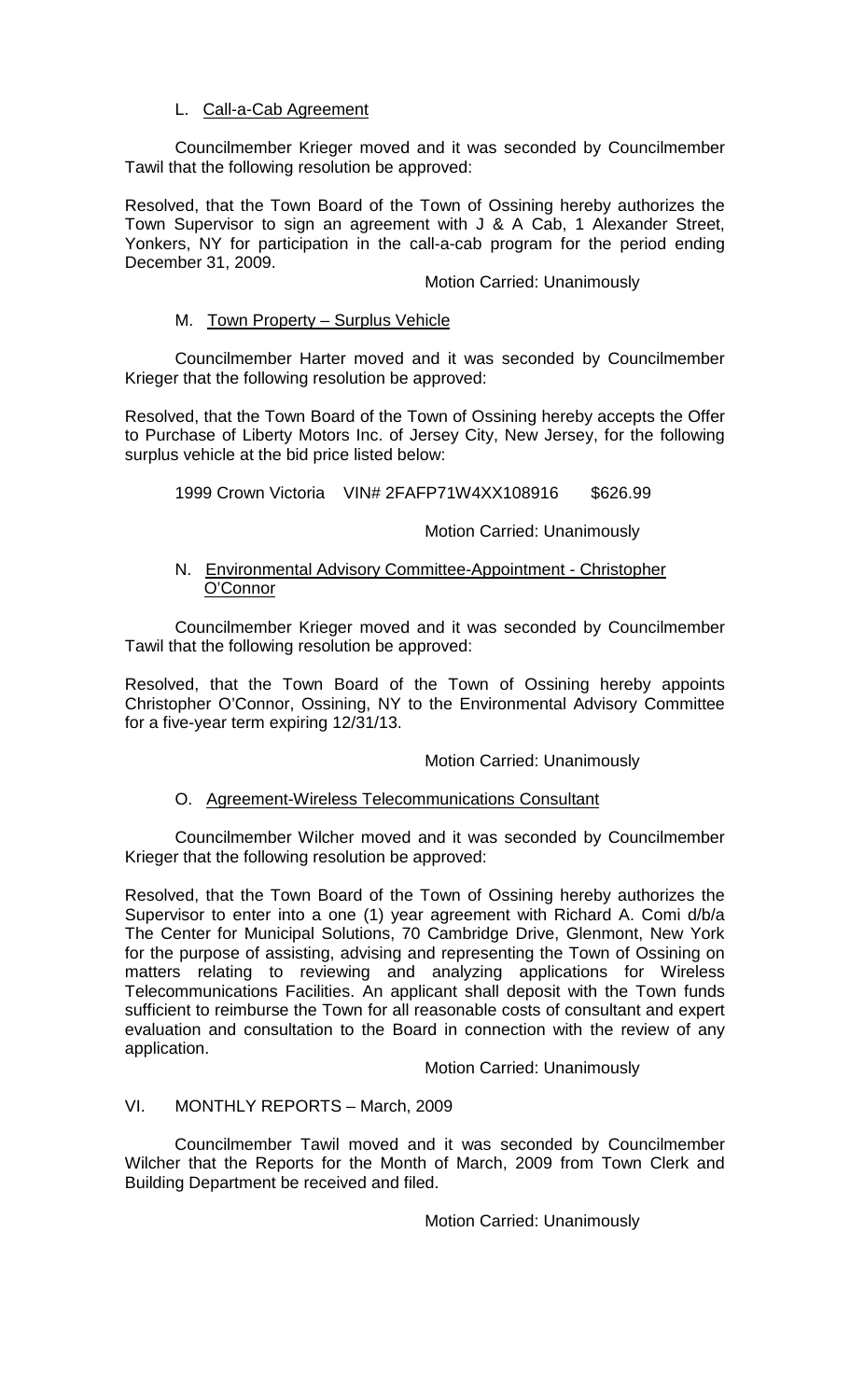L. Call-a-Cab Agreement

Councilmember Krieger moved and it was seconded by Councilmember Tawil that the following resolution be approved:

Resolved, that the Town Board of the Town of Ossining hereby authorizes the Town Supervisor to sign an agreement with J & A Cab, 1 Alexander Street, Yonkers, NY for participation in the call-a-cab program for the period ending December 31, 2009.

Motion Carried: Unanimously

M. Town Property – Surplus Vehicle

Councilmember Harter moved and it was seconded by Councilmember Krieger that the following resolution be approved:

Resolved, that the Town Board of the Town of Ossining hereby accepts the Offer to Purchase of Liberty Motors Inc. of Jersey City, New Jersey, for the following surplus vehicle at the bid price listed below:

1999 Crown Victoria VIN# 2FAFP71W4XX108916 $626.99

Motion Carried: Unanimously

N. Environmental Advisory Committee-Appointment - Christopher O'Connor

Councilmember Krieger moved and it was seconded by Councilmember Tawil that the following resolution be approved:

Resolved, that the Town Board of the Town of Ossining hereby appoints Christopher O'Connor, Ossining, NY to the Environmental Advisory Committee for a five-year term expiring 12/31/13.

Motion Carried: Unanimously

O. Agreement-Wireless Telecommunications Consultant

Councilmember Wilcher moved and it was seconded by Councilmember Krieger that the following resolution be approved:

Resolved, that the Town Board of the Town of Ossining hereby authorizes the Supervisor to enter into a one (1) year agreement with Richard A. Comi d/b/a The Center for Municipal Solutions, 70 Cambridge Drive, Glenmont, New York for the purpose of assisting, advising and representing the Town of Ossining on matters relating to reviewing and analyzing applications for Wireless Telecommunications Facilities. An applicant shall deposit with the Town funds sufficient to reimburse the Town for all reasonable costs of consultant and expert evaluation and consultation to the Board in connection with the review of any application.

Motion Carried: Unanimously

VI. MONTHLY REPORTS – March, 2009

Councilmember Tawil moved and it was seconded by Councilmember Wilcher that the Reports for the Month of March, 2009 from Town Clerk and Building Department be received and filed.

Motion Carried: Unanimously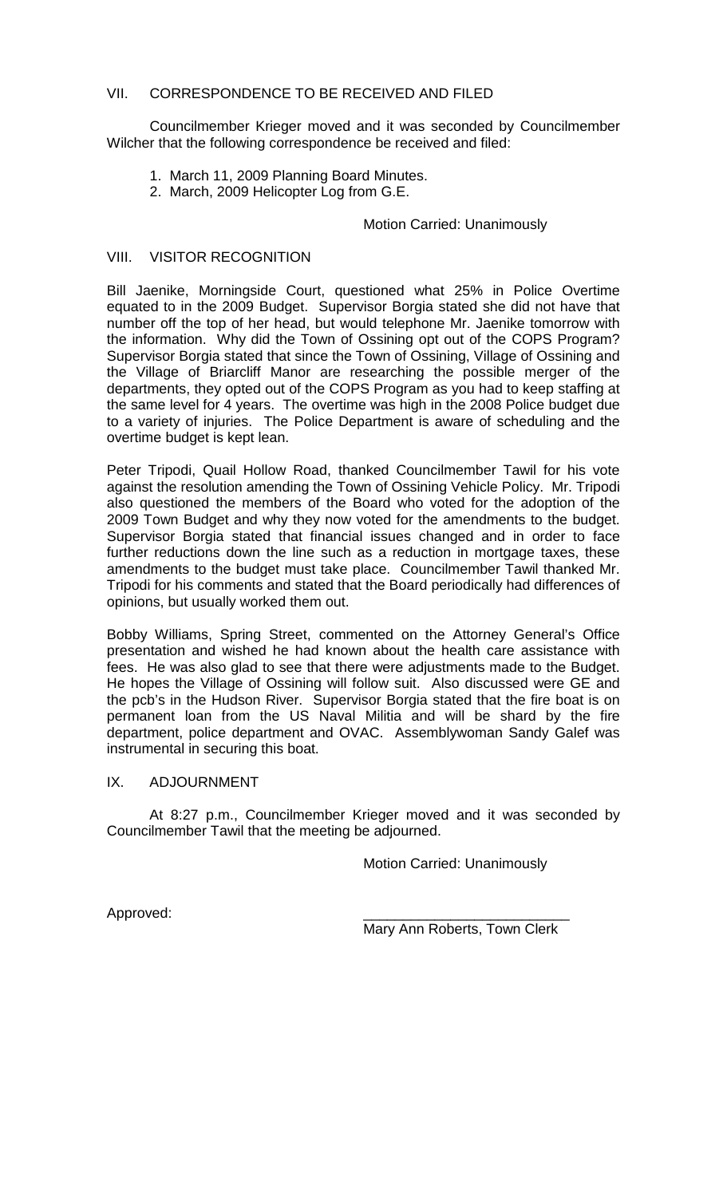## VII. CORRESPONDENCE TO BE RECEIVED AND FILED

Councilmember Krieger moved and it was seconded by Councilmember Wilcher that the following correspondence be received and filed:

1. March 11, 2009 Planning Board Minutes.
2. March, 2009 Helicopter Log from G.E.

Motion Carried: Unanimously

## VIII. VISITOR RECOGNITION

Bill Jaenike, Morningside Court, questioned what 25% in Police Overtime equated to in the 2009 Budget. Supervisor Borgia stated she did not have that number off the top of her head, but would telephone Mr. Jaenike tomorrow with the information. Why did the Town of Ossining opt out of the COPS Program? Supervisor Borgia stated that since the Town of Ossining, Village of Ossining and the Village of Briarcliff Manor are researching the possible merger of the departments, they opted out of the COPS Program as you had to keep staffing at the same level for 4 years. The overtime was high in the 2008 Police budget due to a variety of injuries. The Police Department is aware of scheduling and the overtime budget is kept lean.

Peter Tripodi, Quail Hollow Road, thanked Councilmember Tawil for his vote against the resolution amending the Town of Ossining Vehicle Policy. Mr. Tripodi also questioned the members of the Board who voted for the adoption of the 2009 Town Budget and why they now voted for the amendments to the budget. Supervisor Borgia stated that financial issues changed and in order to face further reductions down the line such as a reduction in mortgage taxes, these amendments to the budget must take place. Councilmember Tawil thanked Mr. Tripodi for his comments and stated that the Board periodically had differences of opinions, but usually worked them out.

Bobby Williams, Spring Street, commented on the Attorney General's Office presentation and wished he had known about the health care assistance with fees. He was also glad to see that there were adjustments made to the Budget. He hopes the Village of Ossining will follow suit. Also discussed were GE and the pcb's in the Hudson River. Supervisor Borgia stated that the fire boat is on permanent loan from the US Naval Militia and will be shard by the fire department, police department and OVAC. Assemblywoman Sandy Galef was instrumental in securing this boat.

## IX. ADJOURNMENT

At 8:27 p.m., Councilmember Krieger moved and it was seconded by Councilmember Tawil that the meeting be adjourned.

Motion Carried: Unanimously

Approved: \_\_\_\_\_\_\_\_\_\_\_\_\_\_\_\_\_\_\_\_\_\_\_\_\_\_

Mary Ann Roberts, Town Clerk